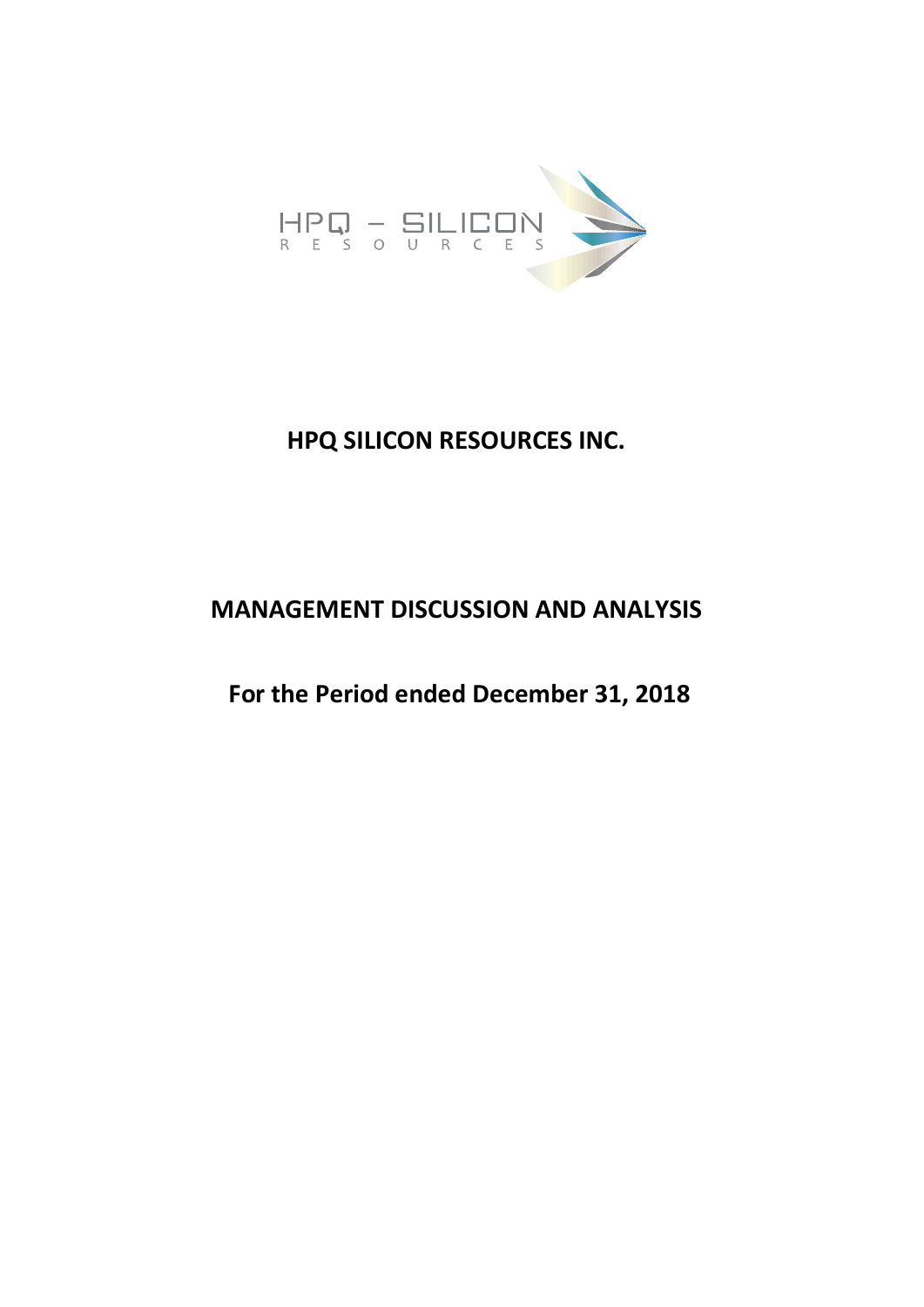# HPQ SILICON RESOURCES INC.

# MANAGEMENT DISCUSSION AND ANALYSIS

## For the Period ended December 31, 2018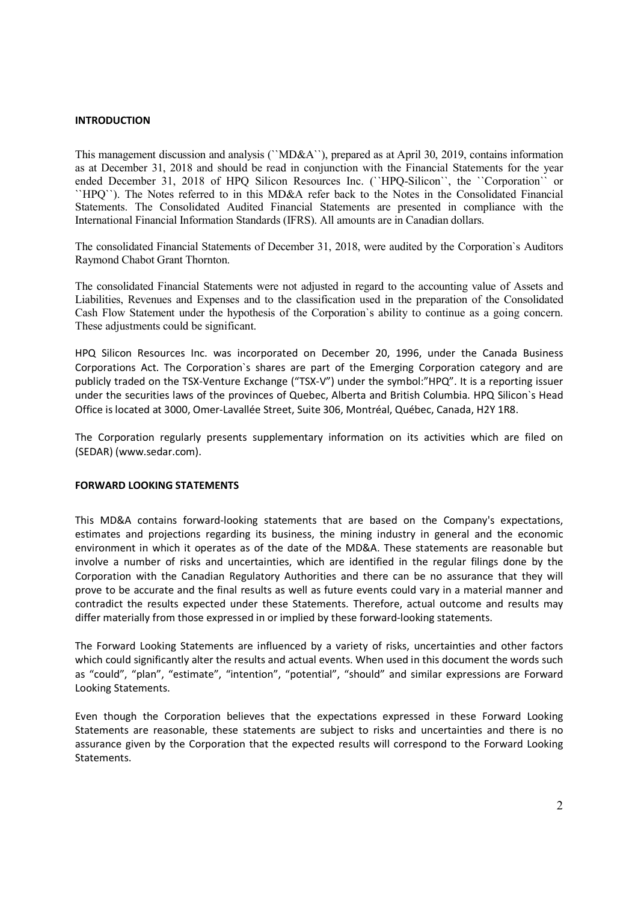## INTRODUCTION

This management discussion and analysis (``MD&A``), prepared as at April 30, 2019, contains information as at December 31, 2018 and should be read in conjunction with the Financial Statements for the year ended December 31, 2018 of HPQ Silicon Resources Inc. (``HPQ-Silicon``, the ``Corporation`` or ``HPQ``). The Notes referred to in this MD&A refer back to the Notes in the Consolidated Financial Statements. The Consolidated Audited Financial Statements are presented in compliance with the International Financial Information Standards (IFRS). All amounts are in Canadian dollars.

The consolidated Financial Statements of December 31, 2018, were audited by the Corporation`s Auditors Raymond Chabot Grant Thornton.

The consolidated Financial Statements were not adjusted in regard to the accounting value of Assets and Liabilities, Revenues and Expenses and to the classification used in the preparation of the Consolidated Cash Flow Statement under the hypothesis of the Corporation`s ability to continue as a going concern. These adjustments could be significant.

HPQ Silicon Resources Inc. was incorporated on December 20, 1996, under the Canada Business Corporations Act. The Corporation`s shares are part of the Emerging Corporation category and are publicly traded on the TSX-Venture Exchange ("TSX-V") under the symbol:"HPQ". It is a reporting issuer under the securities laws of the provinces of Quebec, Alberta and British Columbia. HPQ Silicon`s Head Office is located at 3000, Omer-Lavallée Street, Suite 306, Montréal, Québec, Canada, H2Y 1R8.

The Corporation regularly presents supplementary information on its activities which are filed on (SEDAR) (www.sedar.com).

## FORWARD LOOKING STATEMENTS

This MD&A contains forward-looking statements that are based on the Company's expectations, estimates and projections regarding its business, the mining industry in general and the economic environment in which it operates as of the date of the MD&A. These statements are reasonable but involve a number of risks and uncertainties, which are identified in the regular filings done by the Corporation with the Canadian Regulatory Authorities and there can be no assurance that they will prove to be accurate and the final results as well as future events could vary in a material manner and contradict the results expected under these Statements. Therefore, actual outcome and results may differ materially from those expressed in or implied by these forward-looking statements.

The Forward Looking Statements are influenced by a variety of risks, uncertainties and other factors which could significantly alter the results and actual events. When used in this document the words such as "could", "plan", "estimate", "intention", "potential", "should" and similar expressions are Forward Looking Statements.

Even though the Corporation believes that the expectations expressed in these Forward Looking Statements are reasonable, these statements are subject to risks and uncertainties and there is no assurance given by the Corporation that the expected results will correspond to the Forward Looking Statements.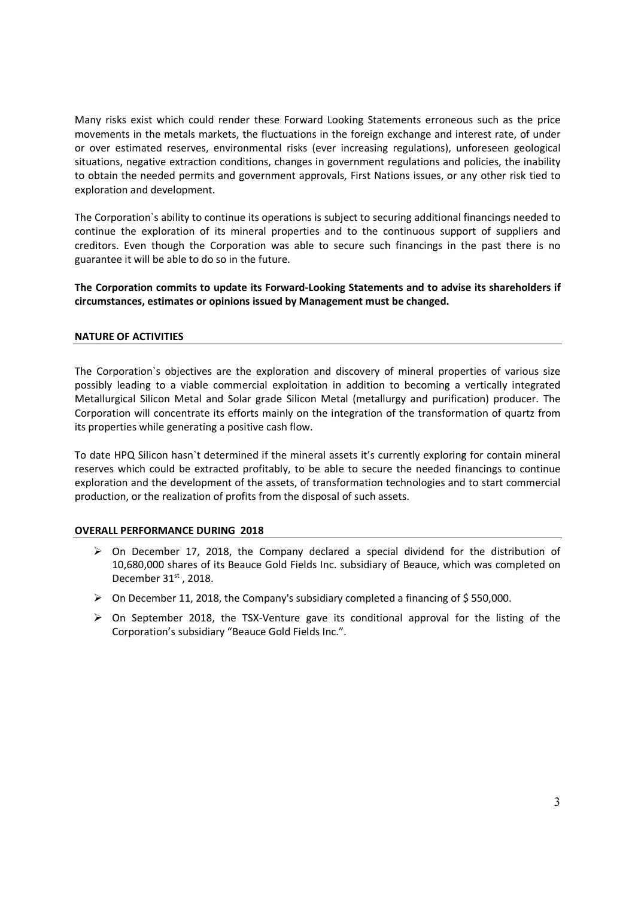Many risks exist which could render these Forward Looking Statements erroneous such as the price movements in the metals markets, the fluctuations in the foreign exchange and interest rate, of under or over estimated reserves, environmental risks (ever increasing regulations), unforeseen geological situations, negative extraction conditions, changes in government regulations and policies, the inability to obtain the needed permits and government approvals, First Nations issues, or any other risk tied to exploration and development.

The Corporation`s ability to continue its operations is subject to securing additional financings needed to continue the exploration of its mineral properties and to the continuous support of suppliers and creditors. Even though the Corporation was able to secure such financings in the past there is no guarantee it will be able to do so in the future.

**The Corporation commits to update its Forward-Looking Statements and to advise its shareholders if circumstances, estimates or opinions issued by Management must be changed.**

## NATURE OF ACTIVITIES

The Corporation`s objectives are the exploration and discovery of mineral properties of various size possibly leading to a viable commercial exploitation in addition to becoming a vertically integrated Metallurgical Silicon Metal and Solar grade Silicon Metal (metallurgy and purification) producer. The Corporation will concentrate its efforts mainly on the integration of the transformation of quartz from its properties while generating a positive cash flow.

To date HPQ Silicon hasn`t determined if the mineral assets it's currently exploring for contain mineral reserves which could be extracted profitably, to be able to secure the needed financings to continue exploration and the development of the assets, of transformation technologies and to start commercial production, or the realization of profits from the disposal of such assets.

## OVERALL PERFORMANCE DURING 2018

- On December 17, 2018, the Company declared a special dividend for the distribution of 10,680,000 shares of its Beauce Gold Fields Inc. subsidiary of Beauce, which was completed on December 31st, 2018.
- On December 11, 2018, the Company's subsidiary completed a financing of $ 550,000.
- On September 2018, the TSX-Venture gave its conditional approval for the listing of the Corporation's subsidiary "Beauce Gold Fields Inc.".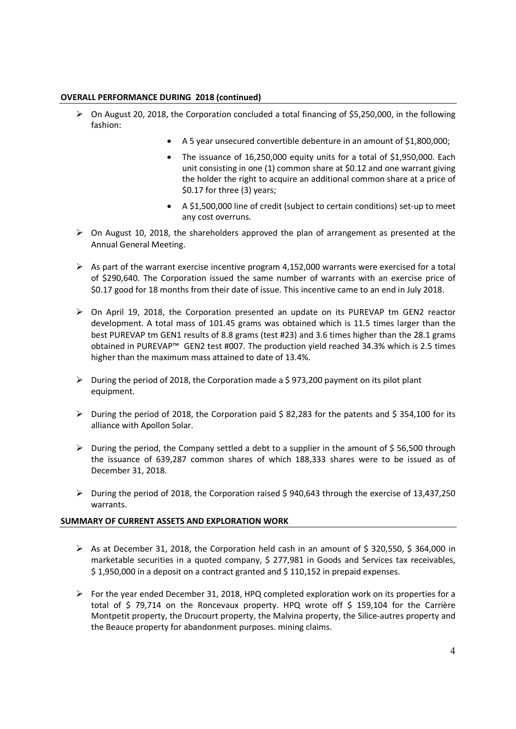**OVERALL PERFORMANCE DURING 2018 (continued)**

- On August 20, 2018, the Corporation concluded a total financing of $5,250,000, in the following fashion:
  - A 5 year unsecured convertible debenture in an amount of $1,800,000;
  - The issuance of 16,250,000 equity units for a total of $1,950,000. Each unit consisting in one (1) common share at $0.12 and one warrant giving the holder the right to acquire an additional common share at a price of $0.17 for three (3) years;
  - A $1,500,000 line of credit (subject to certain conditions) set-up to meet any cost overruns.
- On August 10, 2018, the shareholders approved the plan of arrangement as presented at the Annual General Meeting.
- As part of the warrant exercise incentive program 4,152,000 warrants were exercised for a total of $290,640. The Corporation issued the same number of warrants with an exercise price of $0.17 good for 18 months from their date of issue. This incentive came to an end in July 2018.
- On April 19, 2018, the Corporation presented an update on its PUREVAP tm GEN2 reactor development. A total mass of 101.45 grams was obtained which is 11.5 times larger than the best PUREVAP tm GEN1 results of 8.8 grams (test #23) and 3.6 times higher than the 28.1 grams obtained in PUREVAP™ GEN2 test #007. The production yield reached 34.3% which is 2.5 times higher than the maximum mass attained to date of 13.4%.
- During the period of 2018, the Corporation made a $ 973,200 payment on its pilot plant equipment.
- During the period of 2018, the Corporation paid $ 82,283 for the patents and $ 354,100 for its alliance with Apollon Solar.
- During the period, the Company settled a debt to a supplier in the amount of $ 56,500 through the issuance of 639,287 common shares of which 188,333 shares were to be issued as of December 31, 2018.
- During the period of 2018, the Corporation raised $ 940,643 through the exercise of 13,437,250 warrants.

**SUMMARY OF CURRENT ASSETS AND EXPLORATION WORK**

- As at December 31, 2018, the Corporation held cash in an amount of $ 320,550, $ 364,000 in marketable securities in a quoted company, $ 277,981 in Goods and Services tax receivables, $ 1,950,000 in a deposit on a contract granted and $ 110,152 in prepaid expenses.
- For the year ended December 31, 2018, HPQ completed exploration work on its properties for a total of $ 79,714 on the Roncevaux property. HPQ wrote off $ 159,104 for the Carrière Montpetit property, the Drucourt property, the Malvina property, the Silice-autres property and the Beauce property for abandonment purposes. mining claims.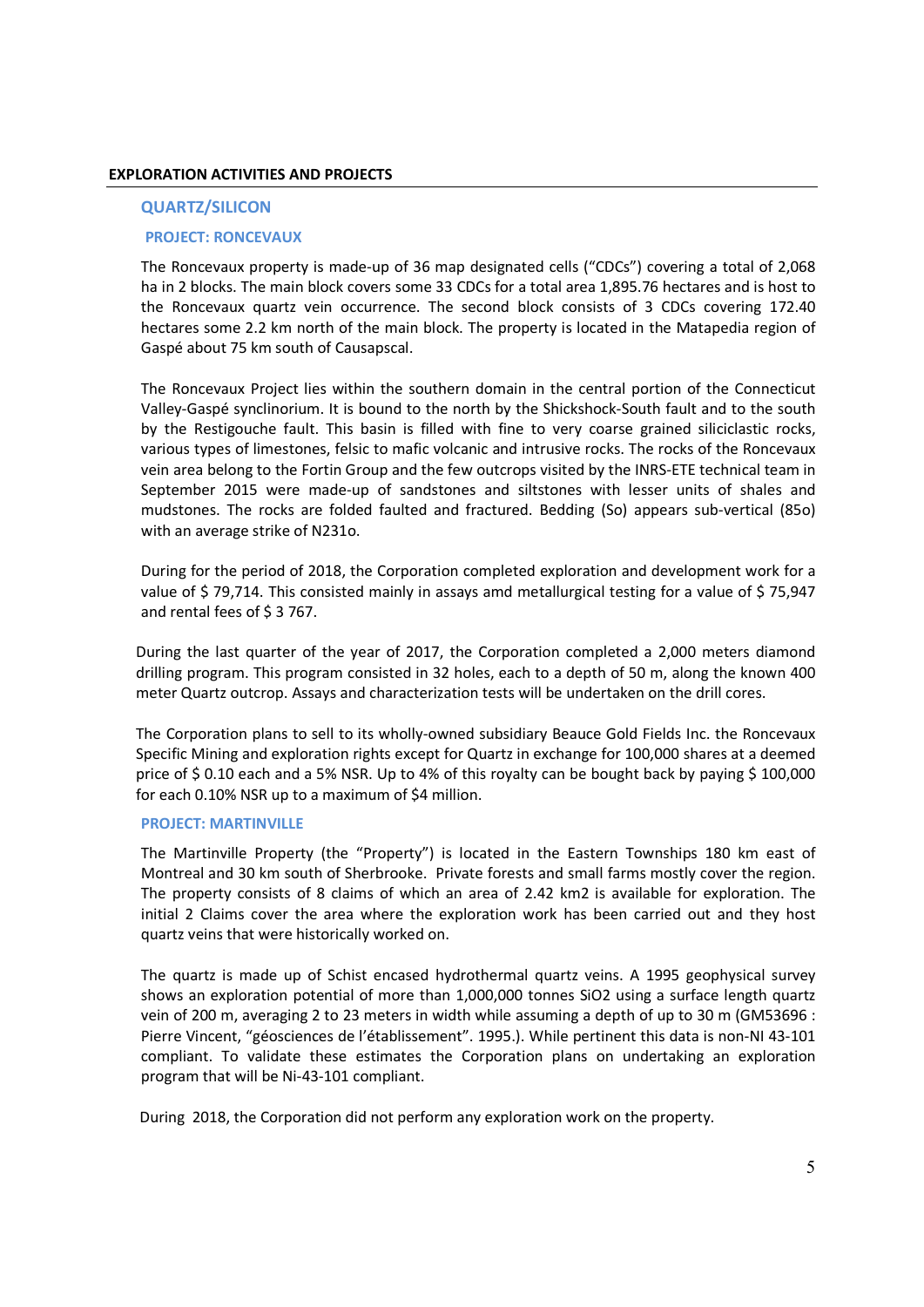## EXPLORATION ACTIVITIES AND PROJECTS

### QUARTZ/SILICON

#### PROJECT: RONCEVAUX

The Roncevaux property is made-up of 36 map designated cells ("CDCs") covering a total of 2,068 ha in 2 blocks. The main block covers some 33 CDCs for a total area 1,895.76 hectares and is host to the Roncevaux quartz vein occurrence. The second block consists of 3 CDCs covering 172.40 hectares some 2.2 km north of the main block. The property is located in the Matapedia region of Gaspé about 75 km south of Causapscal.

The Roncevaux Project lies within the southern domain in the central portion of the Connecticut Valley-Gaspé synclinorium. It is bound to the north by the Shickshock-South fault and to the south by the Restigouche fault. This basin is filled with fine to very coarse grained siliciclastic rocks, various types of limestones, felsic to mafic volcanic and intrusive rocks. The rocks of the Roncevaux vein area belong to the Fortin Group and the few outcrops visited by the INRS-ETE technical team in September 2015 were made-up of sandstones and siltstones with lesser units of shales and mudstones. The rocks are folded faulted and fractured. Bedding (So) appears sub-vertical (85o) with an average strike of N231o.

During for the period of 2018, the Corporation completed exploration and development work for a value of $ 79,714. This consisted mainly in assays amd metallurgical testing for a value of $ 75,947 and rental fees of $ 3 767.

During the last quarter of the year of 2017, the Corporation completed a 2,000 meters diamond drilling program. This program consisted in 32 holes, each to a depth of 50 m, along the known 400 meter Quartz outcrop. Assays and characterization tests will be undertaken on the drill cores.

The Corporation plans to sell to its wholly-owned subsidiary Beauce Gold Fields Inc. the Roncevaux Specific Mining and exploration rights except for Quartz in exchange for 100,000 shares at a deemed price of $ 0.10 each and a 5% NSR. Up to 4% of this royalty can be bought back by paying $ 100,000 for each 0.10% NSR up to a maximum of $4 million.

#### PROJECT: MARTINVILLE

The Martinville Property (the "Property") is located in the Eastern Townships 180 km east of Montreal and 30 km south of Sherbrooke. Private forests and small farms mostly cover the region. The property consists of 8 claims of which an area of 2.42 km2 is available for exploration. The initial 2 Claims cover the area where the exploration work has been carried out and they host quartz veins that were historically worked on.

The quartz is made up of Schist encased hydrothermal quartz veins. A 1995 geophysical survey shows an exploration potential of more than 1,000,000 tonnes $SiO_2$ using a surface length quartz vein of 200 m, averaging 2 to 23 meters in width while assuming a depth of up to 30 m (GM53696 : Pierre Vincent, "géosciences de l'établissement". 1995.). While pertinent this data is non-NI 43-101 compliant. To validate these estimates the Corporation plans on undertaking an exploration program that will be Ni-43-101 compliant.

During 2018, the Corporation did not perform any exploration work on the property.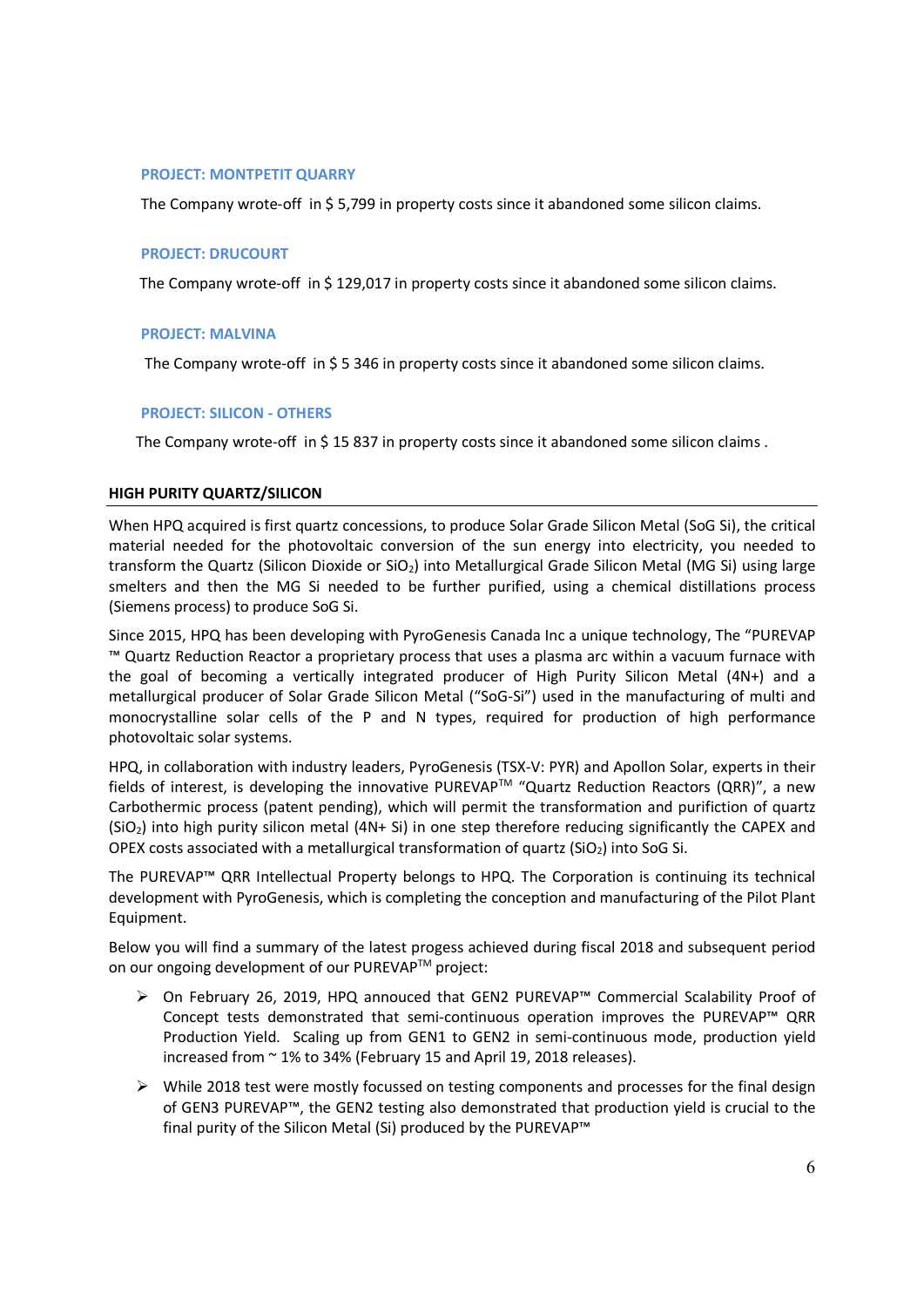### PROJECT: MONTPETIT QUARRY

The Company wrote-off in $ 5,799 in property costs since it abandoned some silicon claims.

### PROJECT: DRUCOURT

The Company wrote-off in $ 129,017 in property costs since it abandoned some silicon claims.

### PROJECT: MALVINA

The Company wrote-off in $ 5 346 in property costs since it abandoned some silicon claims.

### PROJECT: SILICON - OTHERS

The Company wrote-off in $ 15 837 in property costs since it abandoned some silicon claims .

## HIGH PURITY QUARTZ/SILICON

When HPQ acquired is first quartz concessions, to produce Solar Grade Silicon Metal (SoG Si), the critical material needed for the photovoltaic conversion of the sun energy into electricity, you needed to transform the Quartz (Silicon Dioxide or $SiO_2$) into Metallurgical Grade Silicon Metal (MG Si) using large smelters and then the MG Si needed to be further purified, using a chemical distillations process (Siemens process) to produce SoG Si.

Since 2015, HPQ has been developing with PyroGenesis Canada Inc a unique technology, The "PUREVAP ™ Quartz Reduction Reactor a proprietary process that uses a plasma arc within a vacuum furnace with the goal of becoming a vertically integrated producer of High Purity Silicon Metal (4N+) and a metallurgical producer of Solar Grade Silicon Metal ("SoG-Si") used in the manufacturing of multi and monocrystalline solar cells of the P and N types, required for production of high performance photovoltaic solar systems.

HPQ, in collaboration with industry leaders, PyroGenesis (TSX-V: PYR) and Apollon Solar, experts in their fields of interest, is developing the innovative PUREVAP™ "Quartz Reduction Reactors (QRR)", a new Carbothermic process (patent pending), which will permit the transformation and purifiction of quartz ($SiO_2$) into high purity silicon metal (4N+ Si) in one step therefore reducing significantly the CAPEX and OPEX costs associated with a metallurgical transformation of quartz ($SiO_2$) into SoG Si.

The PUREVAP™ QRR Intellectual Property belongs to HPQ. The Corporation is continuing its technical development with PyroGenesis, which is completing the conception and manufacturing of the Pilot Plant Equipment.

Below you will find a summary of the latest progess achieved during fiscal 2018 and subsequent period on our ongoing development of our PUREVAP™ project:

- On February 26, 2019, HPQ annouced that GEN2 PUREVAP™ Commercial Scalability Proof of Concept tests demonstrated that semi-continuous operation improves the PUREVAP™ QRR Production Yield. Scaling up from GEN1 to GEN2 in semi-continuous mode, production yield increased from ~ 1% to 34% (February 15 and April 19, 2018 releases).
- While 2018 test were mostly focussed on testing components and processes for the final design of GEN3 PUREVAP™, the GEN2 testing also demonstrated that production yield is crucial to the final purity of the Silicon Metal (Si) produced by the PUREVAP™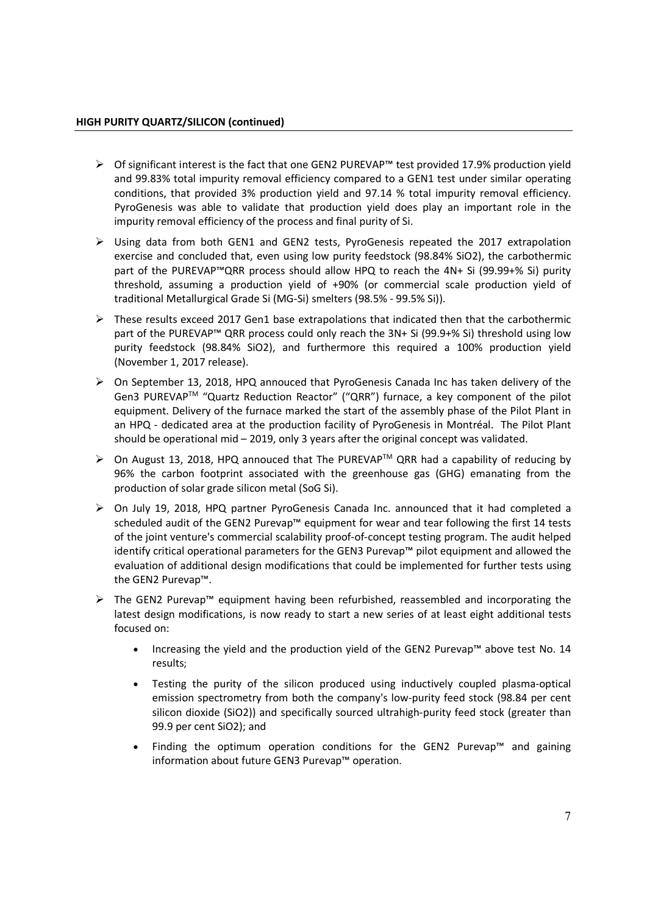**HIGH PURITY QUARTZ/SILICON (continued)**

- Of significant interest is the fact that one GEN2 PUREVAP™ test provided 17.9% production yield and 99.83% total impurity removal efficiency compared to a GEN1 test under similar operating conditions, that provided 3% production yield and 97.14 % total impurity removal efficiency. PyroGenesis was able to validate that production yield does play an important role in the impurity removal efficiency of the process and final purity of Si.
- Using data from both GEN1 and GEN2 tests, PyroGenesis repeated the 2017 extrapolation exercise and concluded that, even using low purity feedstock (98.84% $SiO_2$), the carbothermic part of the PUREVAP™QRR process should allow HPQ to reach the 4N+ Si (99.99+% Si) purity threshold, assuming a production yield of +90% (or commercial scale production yield of traditional Metallurgical Grade Si (MG-Si) smelters (98.5% - 99.5% Si)).
- These results exceed 2017 Gen1 base extrapolations that indicated then that the carbothermic part of the PUREVAP™ QRR process could only reach the 3N+ Si (99.9+% Si) threshold using low purity feedstock (98.84% $SiO_2$), and furthermore this required a 100% production yield (November 1, 2017 release).
- On September 13, 2018, HPQ annouced that PyroGenesis Canada Inc has taken delivery of the Gen3 PUREVAP™ "Quartz Reduction Reactor" ("QRR") furnace, a key component of the pilot equipment. Delivery of the furnace marked the start of the assembly phase of the Pilot Plant in an HPQ - dedicated area at the production facility of PyroGenesis in Montréal. The Pilot Plant should be operational mid – 2019, only 3 years after the original concept was validated.
- On August 13, 2018, HPQ annouced that The PUREVAP™ QRR had a capability of reducing by 96% the carbon footprint associated with the greenhouse gas (GHG) emanating from the production of solar grade silicon metal (SoG Si).
- On July 19, 2018, HPQ partner PyroGenesis Canada Inc. announced that it had completed a scheduled audit of the GEN2 Purevap™ equipment for wear and tear following the first 14 tests of the joint venture's commercial scalability proof-of-concept testing program. The audit helped identify critical operational parameters for the GEN3 Purevap™ pilot equipment and allowed the evaluation of additional design modifications that could be implemented for further tests using the GEN2 Purevap™.
- The GEN2 Purevap™ equipment having been refurbished, reassembled and incorporating the latest design modifications, is now ready to start a new series of at least eight additional tests focused on:
  - Increasing the yield and the production yield of the GEN2 Purevap™ above test No. 14 results;
  - Testing the purity of the silicon produced using inductively coupled plasma-optical emission spectrometry from both the company's low-purity feed stock (98.84 per cent silicon dioxide ($SiO_2$)) and specifically sourced ultrahigh-purity feed stock (greater than 99.9 per cent $SiO_2$); and
  - Finding the optimum operation conditions for the GEN2 Purevap™ and gaining information about future GEN3 Purevap™ operation.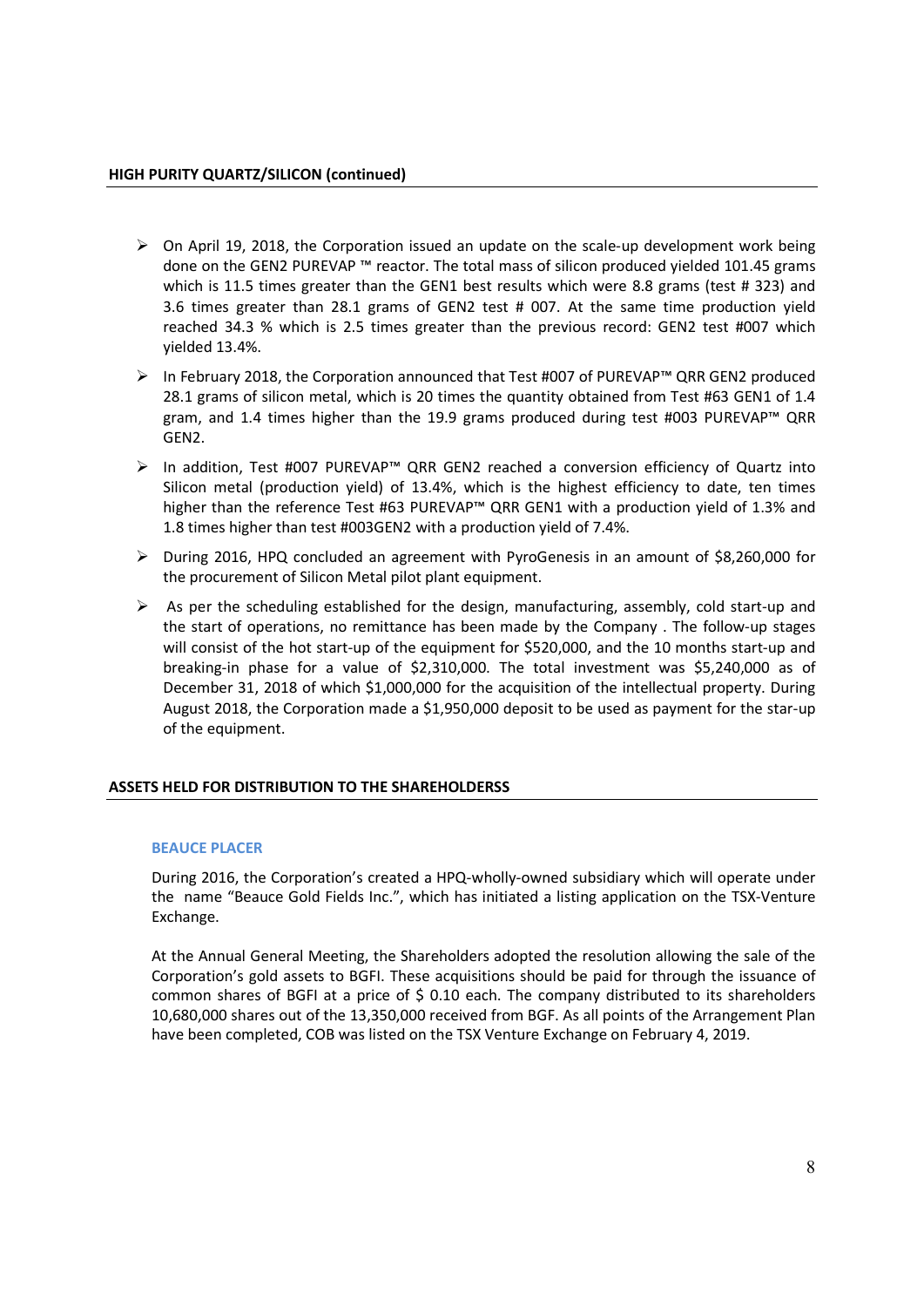## HIGH PURITY QUARTZ/SILICON (continued)

- On April 19, 2018, the Corporation issued an update on the scale-up development work being done on the GEN2 PUREVAP ™ reactor. The total mass of silicon produced yielded 101.45 grams which is 11.5 times greater than the GEN1 best results which were 8.8 grams (test # 323) and 3.6 times greater than 28.1 grams of GEN2 test # 007. At the same time production yield reached 34.3 % which is 2.5 times greater than the previous record: GEN2 test #007 which yielded 13.4%.
- In February 2018, the Corporation announced that Test #007 of PUREVAP™ QRR GEN2 produced 28.1 grams of silicon metal, which is 20 times the quantity obtained from Test #63 GEN1 of 1.4 gram, and 1.4 times higher than the 19.9 grams produced during test #003 PUREVAP™ QRR GEN2.
- In addition, Test #007 PUREVAP™ QRR GEN2 reached a conversion efficiency of Quartz into Silicon metal (production yield) of 13.4%, which is the highest efficiency to date, ten times higher than the reference Test #63 PUREVAP™ QRR GEN1 with a production yield of 1.3% and 1.8 times higher than test #003GEN2 with a production yield of 7.4%.
- During 2016, HPQ concluded an agreement with PyroGenesis in an amount of $8,260,000 for the procurement of Silicon Metal pilot plant equipment.
- As per the scheduling established for the design, manufacturing, assembly, cold start-up and the start of operations, no remittance has been made by the Company . The follow-up stages will consist of the hot start-up of the equipment for $520,000, and the 10 months start-up and breaking-in phase for a value of $2,310,000. The total investment was $5,240,000 as of December 31, 2018 of which $1,000,000 for the acquisition of the intellectual property. During August 2018, the Corporation made a $1,950,000 deposit to be used as payment for the star-up of the equipment.

## ASSETS HELD FOR DISTRIBUTION TO THE SHAREHOLDERSS

### BEAUCE PLACER

During 2016, the Corporation's created a HPQ-wholly-owned subsidiary which will operate under the name "Beauce Gold Fields Inc.", which has initiated a listing application on the TSX-Venture Exchange.

At the Annual General Meeting, the Shareholders adopted the resolution allowing the sale of the Corporation's gold assets to BGFI. These acquisitions should be paid for through the issuance of common shares of BGFI at a price of $ 0.10 each. The company distributed to its shareholders 10,680,000 shares out of the 13,350,000 received from BGF. As all points of the Arrangement Plan have been completed, COB was listed on the TSX Venture Exchange on February 4, 2019.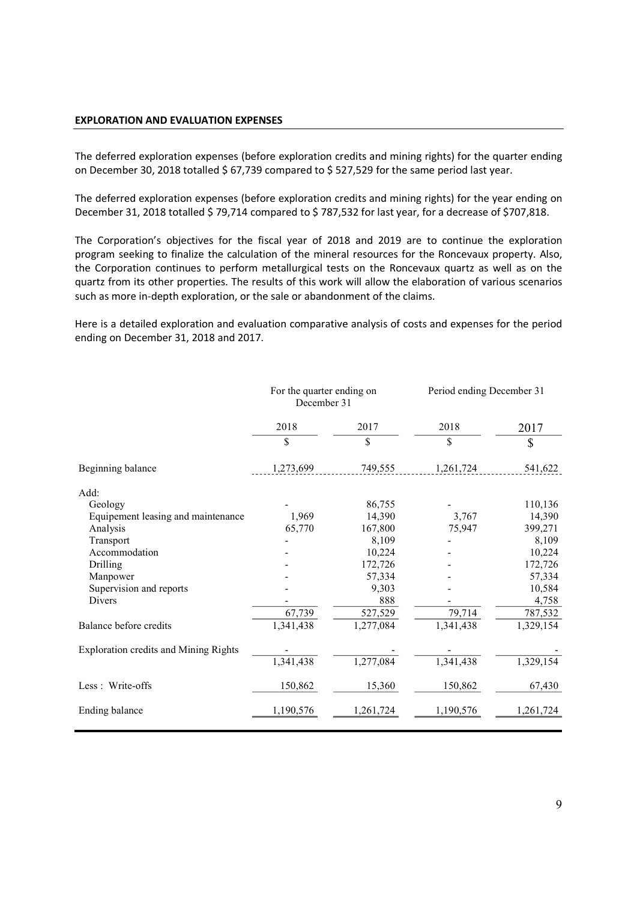**EXPLORATION AND EVALUATION EXPENSES**

The deferred exploration expenses (before exploration credits and mining rights) for the quarter ending on December 30, 2018 totalled $ 67,739 compared to $ 527,529 for the same period last year.

The deferred exploration expenses (before exploration credits and mining rights) for the year ending on December 31, 2018 totalled $ 79,714 compared to $ 787,532 for last year, for a decrease of $707,818.

The Corporation's objectives for the fiscal year of 2018 and 2019 are to continue the exploration program seeking to finalize the calculation of the mineral resources for the Roncevaux property. Also, the Corporation continues to perform metallurgical tests on the Roncevaux quartz as well as on the quartz from its other properties. The results of this work will allow the elaboration of various scenarios such as more in-depth exploration, or the sale or abandonment of the claims.

Here is a detailed exploration and evaluation comparative analysis of costs and expenses for the period ending on December 31, 2018 and 2017.

| | For the quarter ending on December 31 | | Period ending December 31 | |
|---|---|---|---|---|
| | 2018 | 2017 | 2018 | 2017 |
| | $ | $ | $ | $ |
| Beginning balance | 1,273,699 | 749,555 | 1,261,724 | 541,622 |
| Add: | | | | |
| Geology | - | 86,755 | - | 110,136 |
| Equipement leasing and maintenance | 1,969 | 14,390 | 3,767 | 14,390 |
| Analysis | 65,770 | 167,800 | 75,947 | 399,271 |
| Transport | - | 8,109 | - | 8,109 |
| Accommodation | - | 10,224 | - | 10,224 |
| Drilling | - | 172,726 | - | 172,726 |
| Manpower | - | 57,334 | - | 57,334 |
| Supervision and reports | - | 9,303 | - | 10,584 |
| Divers | - | 888 | - | 4,758 |
| | 67,739 | 527,529 | 79,714 | 787,532 |
| Balance before credits | 1,341,438 | 1,277,084 | 1,341,438 | 1,329,154 |
| Exploration credits and Mining Rights | - | - | - | - |
| | 1,341,438 | 1,277,084 | 1,341,438 | 1,329,154 |
| Less : Write-offs | 150,862 | 15,360 | 150,862 | 67,430 |
| Ending balance | 1,190,576 | 1,261,724 | 1,190,576 | 1,261,724 |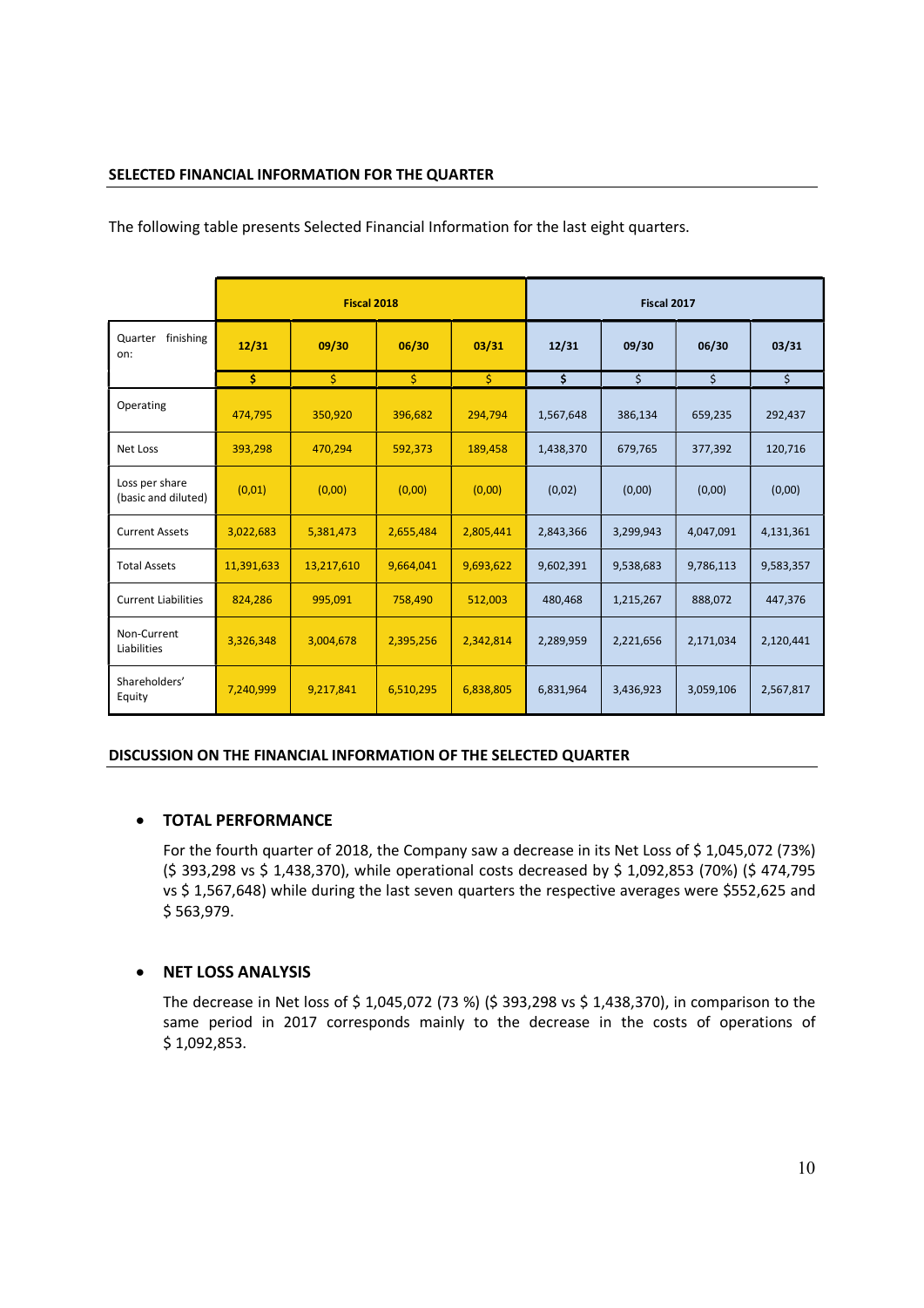## SELECTED FINANCIAL INFORMATION FOR THE QUARTER

The following table presents Selected Financial Information for the last eight quarters.

| | Fiscal 2018 | | | | Fiscal 2017 | | | |
|---|---|---|---|---|---|---|---|---|
| Quarter finishing on: | 12/31 | 09/30 | 06/30 | 03/31 | 12/31 | 09/30 | 06/30 | 03/31 |
| | $ | $ | $ | $ | $ | $ | $ | $ |
| Operating | 474,795 | 350,920 | 396,682 | 294,794 | 1,567,648 | 386,134 | 659,235 | 292,437 |
| Net Loss | 393,298 | 470,294 | 592,373 | 189,458 | 1,438,370 | 679,765 | 377,392 | 120,716 |
| Loss per share (basic and diluted) | (0,01) | (0,00) | (0,00) | (0,00) | (0,02) | (0,00) | (0,00) | (0,00) |
| Current Assets | 3,022,683 | 5,381,473 | 2,655,484 | 2,805,441 | 2,843,366 | 3,299,943 | 4,047,091 | 4,131,361 |
| Total Assets | 11,391,633 | 13,217,610 | 9,664,041 | 9,693,622 | 9,602,391 | 9,538,683 | 9,786,113 | 9,583,357 |
| Current Liabilities | 824,286 | 995,091 | 758,490 | 512,003 | 480,468 | 1,215,267 | 888,072 | 447,376 |
| Non-Current Liabilities | 3,326,348 | 3,004,678 | 2,395,256 | 2,342,814 | 2,289,959 | 2,221,656 | 2,171,034 | 2,120,441 |
| Shareholders' Equity | 7,240,999 | 9,217,841 | 6,510,295 | 6,838,805 | 6,831,964 | 3,436,923 | 3,059,106 | 2,567,817 |

## DISCUSSION ON THE FINANCIAL INFORMATION OF THE SELECTED QUARTER

- **TOTAL PERFORMANCE**

  For the fourth quarter of 2018, the Company saw a decrease in its Net Loss of $ 1,045,072 (73%) ($ 393,298 vs $ 1,438,370), while operational costs decreased by $ 1,092,853 (70%) ($ 474,795 vs $ 1,567,648) while during the last seven quarters the respective averages were $552,625 and $ 563,979.

- **NET LOSS ANALYSIS**

  The decrease in Net loss of $ 1,045,072 (73 %) ($ 393,298 vs $ 1,438,370), in comparison to the same period in 2017 corresponds mainly to the decrease in the costs of operations of $ 1,092,853.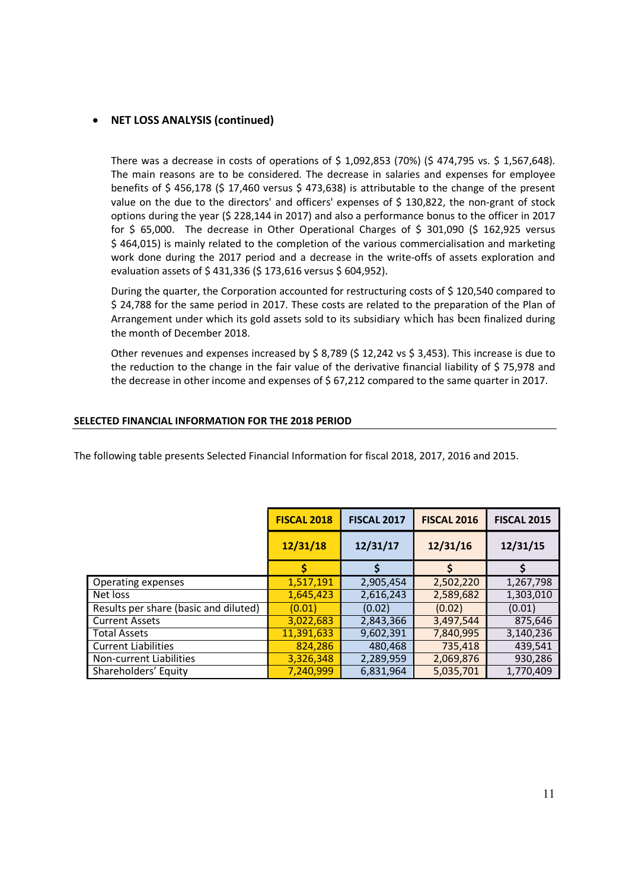- **NET LOSS ANALYSIS (continued)**

There was a decrease in costs of operations of $ 1,092,853 (70%) ($ 474,795 vs. $ 1,567,648). The main reasons are to be considered. The decrease in salaries and expenses for employee benefits of $ 456,178 ($ 17,460 versus $ 473,638) is attributable to the change of the present value on the due to the directors' and officers' expenses of $ 130,822, the non-grant of stock options during the year ($ 228,144 in 2017) and also a performance bonus to the officer in 2017 for $ 65,000. The decrease in Other Operational Charges of $ 301,090 ($ 162,925 versus $ 464,015) is mainly related to the completion of the various commercialisation and marketing work done during the 2017 period and a decrease in the write-offs of assets exploration and evaluation assets of $ 431,336 ($ 173,616 versus $ 604,952).

During the quarter, the Corporation accounted for restructuring costs of $ 120,540 compared to $ 24,788 for the same period in 2017. These costs are related to the preparation of the Plan of Arrangement under which its gold assets sold to its subsidiary which has been finalized during the month of December 2018.

Other revenues and expenses increased by $ 8,789 ($ 12,242 vs $ 3,453). This increase is due to the reduction to the change in the fair value of the derivative financial liability of $ 75,978 and the decrease in other income and expenses of $ 67,212 compared to the same quarter in 2017.

## SELECTED FINANCIAL INFORMATION FOR THE 2018 PERIOD

The following table presents Selected Financial Information for fiscal 2018, 2017, 2016 and 2015.

| | FISCAL 2018 | FISCAL 2017 | FISCAL 2016 | FISCAL 2015 |
|---|---|---|---|---|
| | 12/31/18 | 12/31/17 | 12/31/16 | 12/31/15 |
| | $ | $ | $ | $ |
| Operating expenses | 1,517,191 | 2,905,454 | 2,502,220 | 1,267,798 |
| Net loss | 1,645,423 | 2,616,243 | 2,589,682 | 1,303,010 |
| Results per share (basic and diluted) | (0.01) | (0.02) | (0.02) | (0.01) |
| Current Assets | 3,022,683 | 2,843,366 | 3,497,544 | 875,646 |
| Total Assets | 11,391,633 | 9,602,391 | 7,840,995 | 3,140,236 |
| Current Liabilities | 824,286 | 480,468 | 735,418 | 439,541 |
| Non-current Liabilities | 3,326,348 | 2,289,959 | 2,069,876 | 930,286 |
| Shareholders' Equity | 7,240,999 | 6,831,964 | 5,035,701 | 1,770,409 |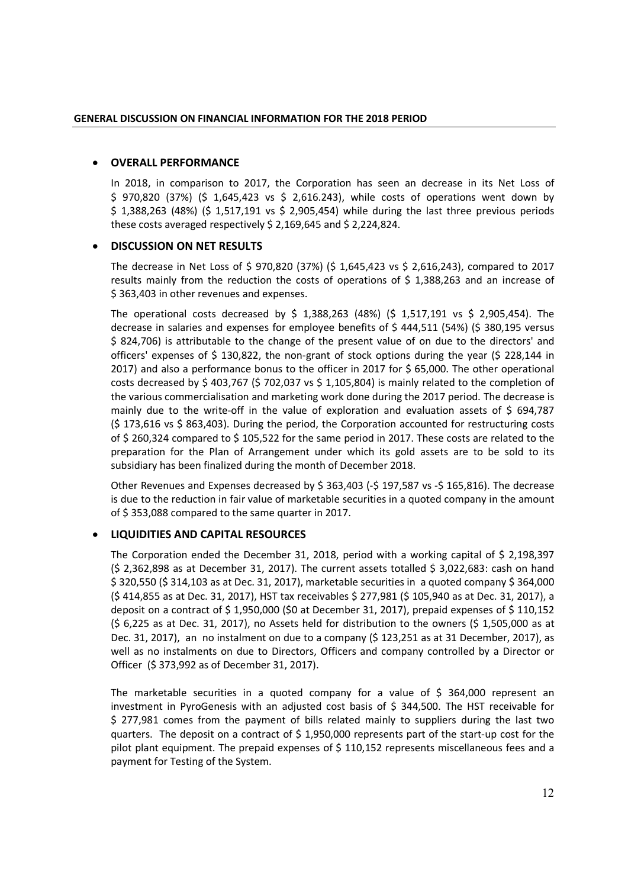## GENERAL DISCUSSION ON FINANCIAL INFORMATION FOR THE 2018 PERIOD

- **OVERALL PERFORMANCE**

In 2018, in comparison to 2017, the Corporation has seen an decrease in its Net Loss of $ 970,820 (37%) ($ 1,645,423 vs $ 2,616.243), while costs of operations went down by $ 1,388,263 (48%) ($ 1,517,191 vs $ 2,905,454) while during the last three previous periods these costs averaged respectively $ 2,169,645 and $ 2,224,824.

- **DISCUSSION ON NET RESULTS**

The decrease in Net Loss of $ 970,820 (37%) ($ 1,645,423 vs $ 2,616,243), compared to 2017 results mainly from the reduction the costs of operations of $ 1,388,263 and an increase of $ 363,403 in other revenues and expenses.

The operational costs decreased by $ 1,388,263 (48%) ($ 1,517,191 vs $ 2,905,454). The decrease in salaries and expenses for employee benefits of $ 444,511 (54%) ($ 380,195 versus $ 824,706) is attributable to the change of the present value of on due to the directors' and officers' expenses of $ 130,822, the non-grant of stock options during the year ($ 228,144 in 2017) and also a performance bonus to the officer in 2017 for $ 65,000. The other operational costs decreased by $ 403,767 ($ 702,037 vs $ 1,105,804) is mainly related to the completion of the various commercialisation and marketing work done during the 2017 period. The decrease is mainly due to the write-off in the value of exploration and evaluation assets of $ 694,787 ($ 173,616 vs $ 863,403). During the period, the Corporation accounted for restructuring costs of $ 260,324 compared to $ 105,522 for the same period in 2017. These costs are related to the preparation for the Plan of Arrangement under which its gold assets are to be sold to its subsidiary has been finalized during the month of December 2018.

Other Revenues and Expenses decreased by $ 363,403 (-$ 197,587 vs -$ 165,816). The decrease is due to the reduction in fair value of marketable securities in a quoted company in the amount of $ 353,088 compared to the same quarter in 2017.

- **LIQUIDITIES AND CAPITAL RESOURCES**

The Corporation ended the December 31, 2018, period with a working capital of $ 2,198,397 ($ 2,362,898 as at December 31, 2017). The current assets totalled $ 3,022,683: cash on hand $ 320,550 ($ 314,103 as at Dec. 31, 2017), marketable securities in a quoted company $ 364,000 ($ 414,855 as at Dec. 31, 2017), HST tax receivables $ 277,981 ($ 105,940 as at Dec. 31, 2017), a deposit on a contract of $ 1,950,000 ($0 at December 31, 2017), prepaid expenses of $ 110,152 ($ 6,225 as at Dec. 31, 2017), no Assets held for distribution to the owners ($ 1,505,000 as at Dec. 31, 2017), an no instalment on due to a company ($ 123,251 as at 31 December, 2017), as well as no instalments on due to Directors, Officers and company controlled by a Director or Officer ($ 373,992 as of December 31, 2017).

The marketable securities in a quoted company for a value of $ 364,000 represent an investment in PyroGenesis with an adjusted cost basis of $ 344,500. The HST receivable for $ 277,981 comes from the payment of bills related mainly to suppliers during the last two quarters. The deposit on a contract of $ 1,950,000 represents part of the start-up cost for the pilot plant equipment. The prepaid expenses of $ 110,152 represents miscellaneous fees and a payment for Testing of the System.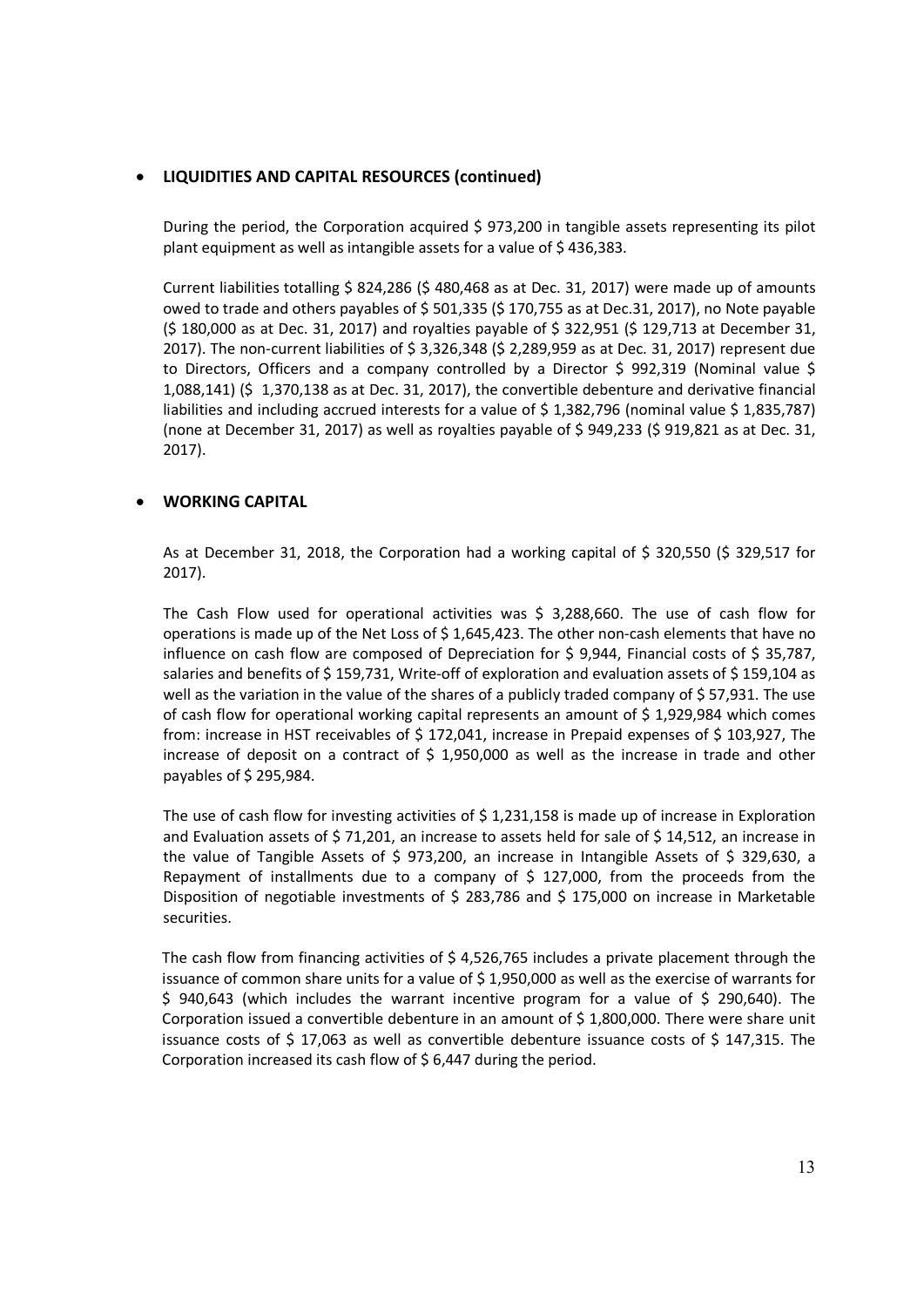- **LIQUIDITIES AND CAPITAL RESOURCES (continued)**

During the period, the Corporation acquired $ 973,200 in tangible assets representing its pilot plant equipment as well as intangible assets for a value of $ 436,383.

Current liabilities totalling $ 824,286 ($ 480,468 as at Dec. 31, 2017) were made up of amounts owed to trade and others payables of $ 501,335 ($ 170,755 as at Dec.31, 2017), no Note payable ($ 180,000 as at Dec. 31, 2017) and royalties payable of $ 322,951 ($ 129,713 at December 31, 2017). The non-current liabilities of $ 3,326,348 ($ 2,289,959 as at Dec. 31, 2017) represent due to Directors, Officers and a company controlled by a Director $ 992,319 (Nominal value $ 1,088,141) ($ 1,370,138 as at Dec. 31, 2017), the convertible debenture and derivative financial liabilities and including accrued interests for a value of $ 1,382,796 (nominal value $ 1,835,787) (none at December 31, 2017) as well as royalties payable of $ 949,233 ($ 919,821 as at Dec. 31, 2017).

- **WORKING CAPITAL**

As at December 31, 2018, the Corporation had a working capital of $ 320,550 ($ 329,517 for 2017).

The Cash Flow used for operational activities was $ 3,288,660. The use of cash flow for operations is made up of the Net Loss of $ 1,645,423. The other non-cash elements that have no influence on cash flow are composed of Depreciation for $ 9,944, Financial costs of $ 35,787, salaries and benefits of $ 159,731, Write-off of exploration and evaluation assets of $ 159,104 as well as the variation in the value of the shares of a publicly traded company of $ 57,931. The use of cash flow for operational working capital represents an amount of $ 1,929,984 which comes from: increase in HST receivables of $ 172,041, increase in Prepaid expenses of $ 103,927, The increase of deposit on a contract of $ 1,950,000 as well as the increase in trade and other payables of $ 295,984.

The use of cash flow for investing activities of $ 1,231,158 is made up of increase in Exploration and Evaluation assets of $ 71,201, an increase to assets held for sale of $ 14,512, an increase in the value of Tangible Assets of $ 973,200, an increase in Intangible Assets of $ 329,630, a Repayment of installments due to a company of $ 127,000, from the proceeds from the Disposition of negotiable investments of $ 283,786 and $ 175,000 on increase in Marketable securities.

The cash flow from financing activities of $ 4,526,765 includes a private placement through the issuance of common share units for a value of $ 1,950,000 as well as the exercise of warrants for $ 940,643 (which includes the warrant incentive program for a value of $ 290,640). The Corporation issued a convertible debenture in an amount of $ 1,800,000. There were share unit issuance costs of $ 17,063 as well as convertible debenture issuance costs of $ 147,315. The Corporation increased its cash flow of $ 6,447 during the period.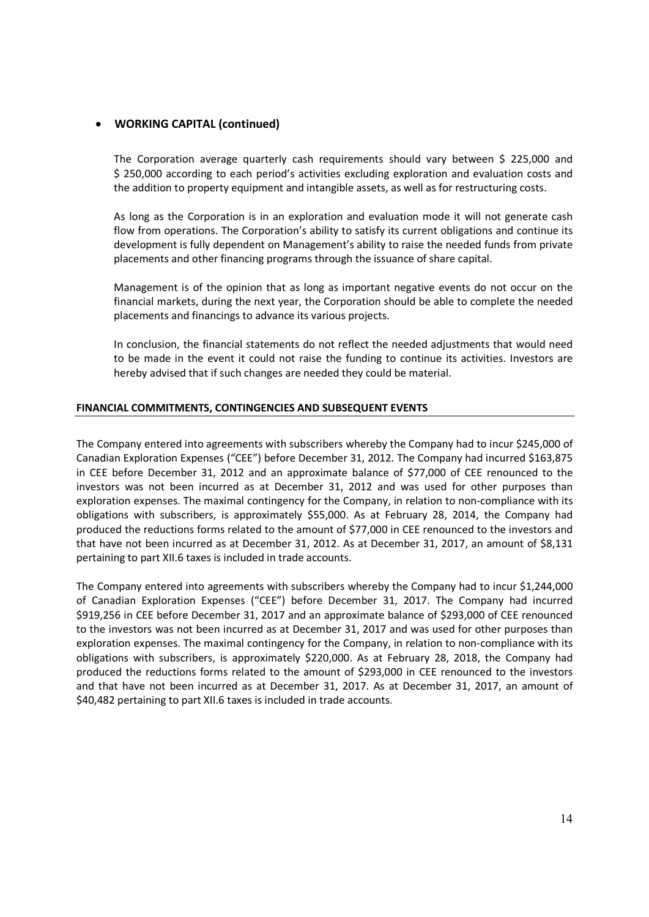- **WORKING CAPITAL (continued)**

  The Corporation average quarterly cash requirements should vary between $ 225,000 and $ 250,000 according to each period's activities excluding exploration and evaluation costs and the addition to property equipment and intangible assets, as well as for restructuring costs.

  As long as the Corporation is in an exploration and evaluation mode it will not generate cash flow from operations. The Corporation's ability to satisfy its current obligations and continue its development is fully dependent on Management's ability to raise the needed funds from private placements and other financing programs through the issuance of share capital.

  Management is of the opinion that as long as important negative events do not occur on the financial markets, during the next year, the Corporation should be able to complete the needed placements and financings to advance its various projects.

  In conclusion, the financial statements do not reflect the needed adjustments that would need to be made in the event it could not raise the funding to continue its activities. Investors are hereby advised that if such changes are needed they could be material.

## FINANCIAL COMMITMENTS, CONTINGENCIES AND SUBSEQUENT EVENTS

The Company entered into agreements with subscribers whereby the Company had to incur $245,000 of Canadian Exploration Expenses ("CEE") before December 31, 2012. The Company had incurred $163,875 in CEE before December 31, 2012 and an approximate balance of $77,000 of CEE renounced to the investors was not been incurred as at December 31, 2012 and was used for other purposes than exploration expenses. The maximal contingency for the Company, in relation to non-compliance with its obligations with subscribers, is approximately $55,000. As at February 28, 2014, the Company had produced the reductions forms related to the amount of $77,000 in CEE renounced to the investors and that have not been incurred as at December 31, 2012. As at December 31, 2017, an amount of $8,131 pertaining to part XII.6 taxes is included in trade accounts.

The Company entered into agreements with subscribers whereby the Company had to incur $1,244,000 of Canadian Exploration Expenses ("CEE") before December 31, 2017. The Company had incurred $919,256 in CEE before December 31, 2017 and an approximate balance of $293,000 of CEE renounced to the investors was not been incurred as at December 31, 2017 and was used for other purposes than exploration expenses. The maximal contingency for the Company, in relation to non-compliance with its obligations with subscribers, is approximately $220,000. As at February 28, 2018, the Company had produced the reductions forms related to the amount of $293,000 in CEE renounced to the investors and that have not been incurred as at December 31, 2017. As at December 31, 2017, an amount of $40,482 pertaining to part XII.6 taxes is included in trade accounts.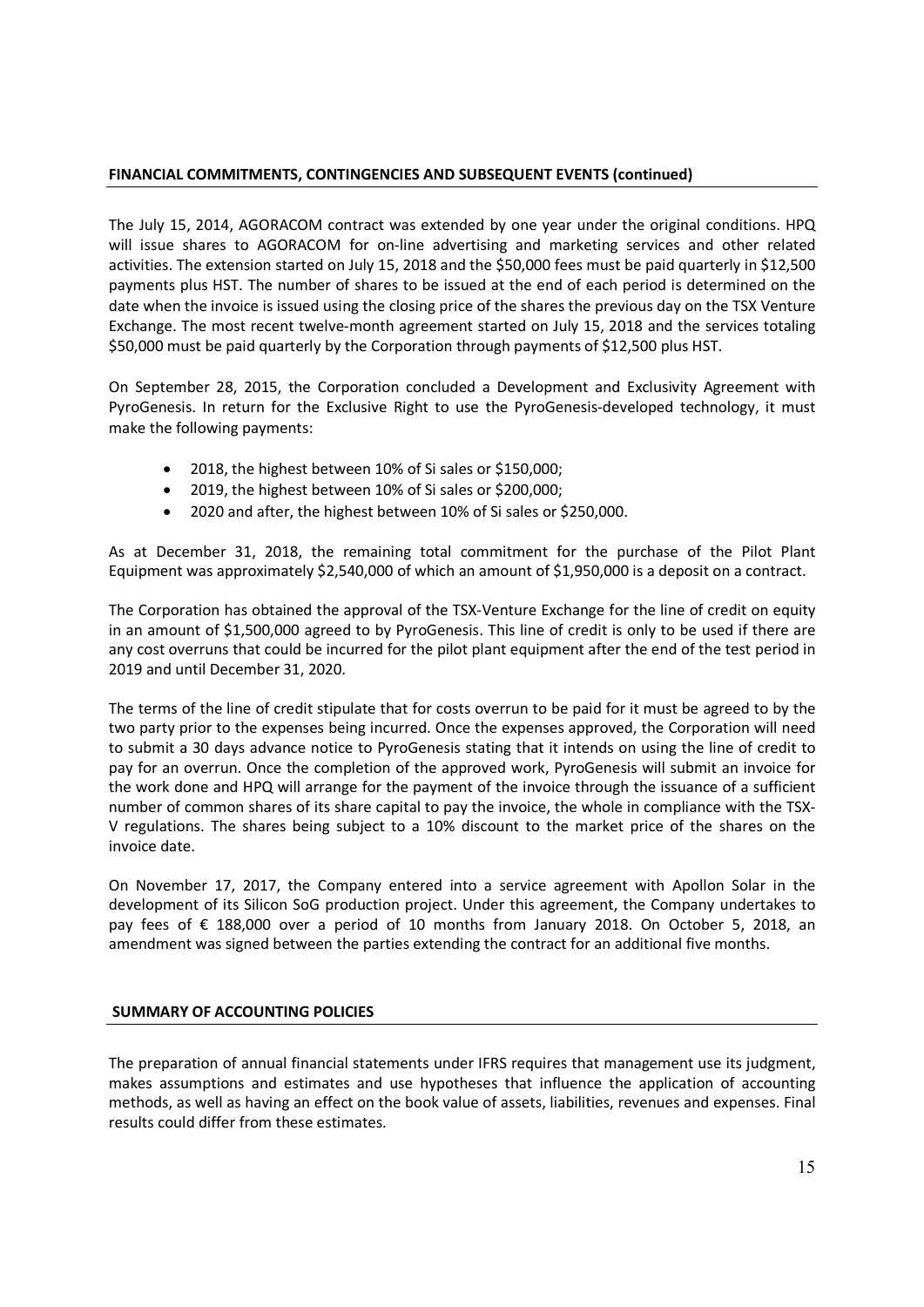## FINANCIAL COMMITMENTS, CONTINGENCIES AND SUBSEQUENT EVENTS (continued)

The July 15, 2014, AGORACOM contract was extended by one year under the original conditions. HPQ will issue shares to AGORACOM for on-line advertising and marketing services and other related activities. The extension started on July 15, 2018 and the $50,000 fees must be paid quarterly in $12,500 payments plus HST. The number of shares to be issued at the end of each period is determined on the date when the invoice is issued using the closing price of the shares the previous day on the TSX Venture Exchange. The most recent twelve-month agreement started on July 15, 2018 and the services totaling $50,000 must be paid quarterly by the Corporation through payments of $12,500 plus HST.

On September 28, 2015, the Corporation concluded a Development and Exclusivity Agreement with PyroGenesis. In return for the Exclusive Right to use the PyroGenesis-developed technology, it must make the following payments:

- 2018, the highest between 10% of Si sales or $150,000;
- 2019, the highest between 10% of Si sales or $200,000;
- 2020 and after, the highest between 10% of Si sales or $250,000.

As at December 31, 2018, the remaining total commitment for the purchase of the Pilot Plant Equipment was approximately $2,540,000 of which an amount of $1,950,000 is a deposit on a contract.

The Corporation has obtained the approval of the TSX-Venture Exchange for the line of credit on equity in an amount of $1,500,000 agreed to by PyroGenesis. This line of credit is only to be used if there are any cost overruns that could be incurred for the pilot plant equipment after the end of the test period in 2019 and until December 31, 2020.

The terms of the line of credit stipulate that for costs overrun to be paid for it must be agreed to by the two party prior to the expenses being incurred. Once the expenses approved, the Corporation will need to submit a 30 days advance notice to PyroGenesis stating that it intends on using the line of credit to pay for an overrun. Once the completion of the approved work, PyroGenesis will submit an invoice for the work done and HPQ will arrange for the payment of the invoice through the issuance of a sufficient number of common shares of its share capital to pay the invoice, the whole in compliance with the TSX-V regulations. The shares being subject to a 10% discount to the market price of the shares on the invoice date.

On November 17, 2017, the Company entered into a service agreement with Apollon Solar in the development of its Silicon SoG production project. Under this agreement, the Company undertakes to pay fees of € 188,000 over a period of 10 months from January 2018. On October 5, 2018, an amendment was signed between the parties extending the contract for an additional five months.

## SUMMARY OF ACCOUNTING POLICIES

The preparation of annual financial statements under IFRS requires that management use its judgment, makes assumptions and estimates and use hypotheses that influence the application of accounting methods, as well as having an effect on the book value of assets, liabilities, revenues and expenses. Final results could differ from these estimates.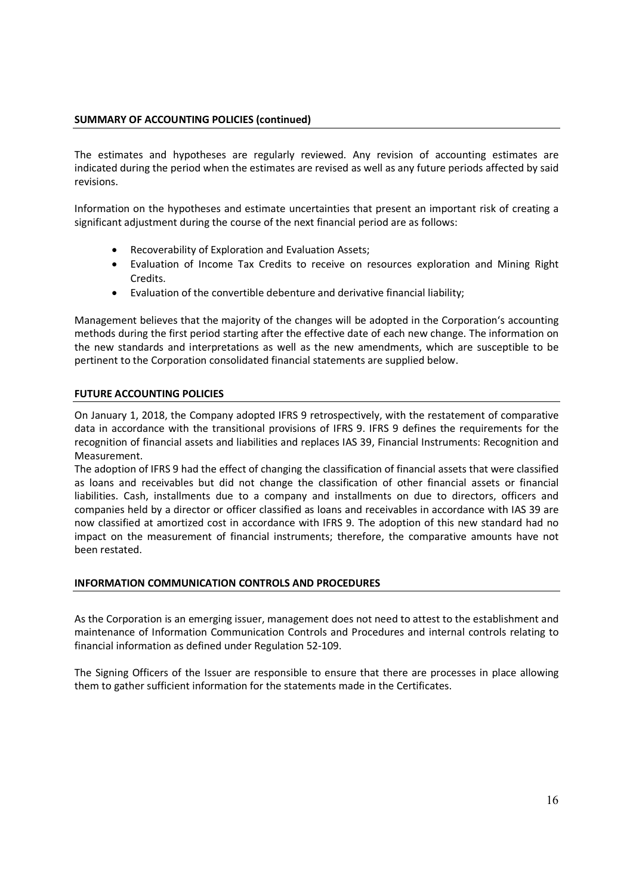**SUMMARY OF ACCOUNTING POLICIES (continued)**

The estimates and hypotheses are regularly reviewed. Any revision of accounting estimates are indicated during the period when the estimates are revised as well as any future periods affected by said revisions.

Information on the hypotheses and estimate uncertainties that present an important risk of creating a significant adjustment during the course of the next financial period are as follows:

- Recoverability of Exploration and Evaluation Assets;
- Evaluation of Income Tax Credits to receive on resources exploration and Mining Right Credits.
- Evaluation of the convertible debenture and derivative financial liability;

Management believes that the majority of the changes will be adopted in the Corporation's accounting methods during the first period starting after the effective date of each new change. The information on the new standards and interpretations as well as the new amendments, which are susceptible to be pertinent to the Corporation consolidated financial statements are supplied below.

**FUTURE ACCOUNTING POLICIES**

On January 1, 2018, the Company adopted IFRS 9 retrospectively, with the restatement of comparative data in accordance with the transitional provisions of IFRS 9. IFRS 9 defines the requirements for the recognition of financial assets and liabilities and replaces IAS 39, Financial Instruments: Recognition and Measurement.

The adoption of IFRS 9 had the effect of changing the classification of financial assets that were classified as loans and receivables but did not change the classification of other financial assets or financial liabilities. Cash, installments due to a company and installments on due to directors, officers and companies held by a director or officer classified as loans and receivables in accordance with IAS 39 are now classified at amortized cost in accordance with IFRS 9. The adoption of this new standard had no impact on the measurement of financial instruments; therefore, the comparative amounts have not been restated.

**INFORMATION COMMUNICATION CONTROLS AND PROCEDURES**

As the Corporation is an emerging issuer, management does not need to attest to the establishment and maintenance of Information Communication Controls and Procedures and internal controls relating to financial information as defined under Regulation 52-109.

The Signing Officers of the Issuer are responsible to ensure that there are processes in place allowing them to gather sufficient information for the statements made in the Certificates.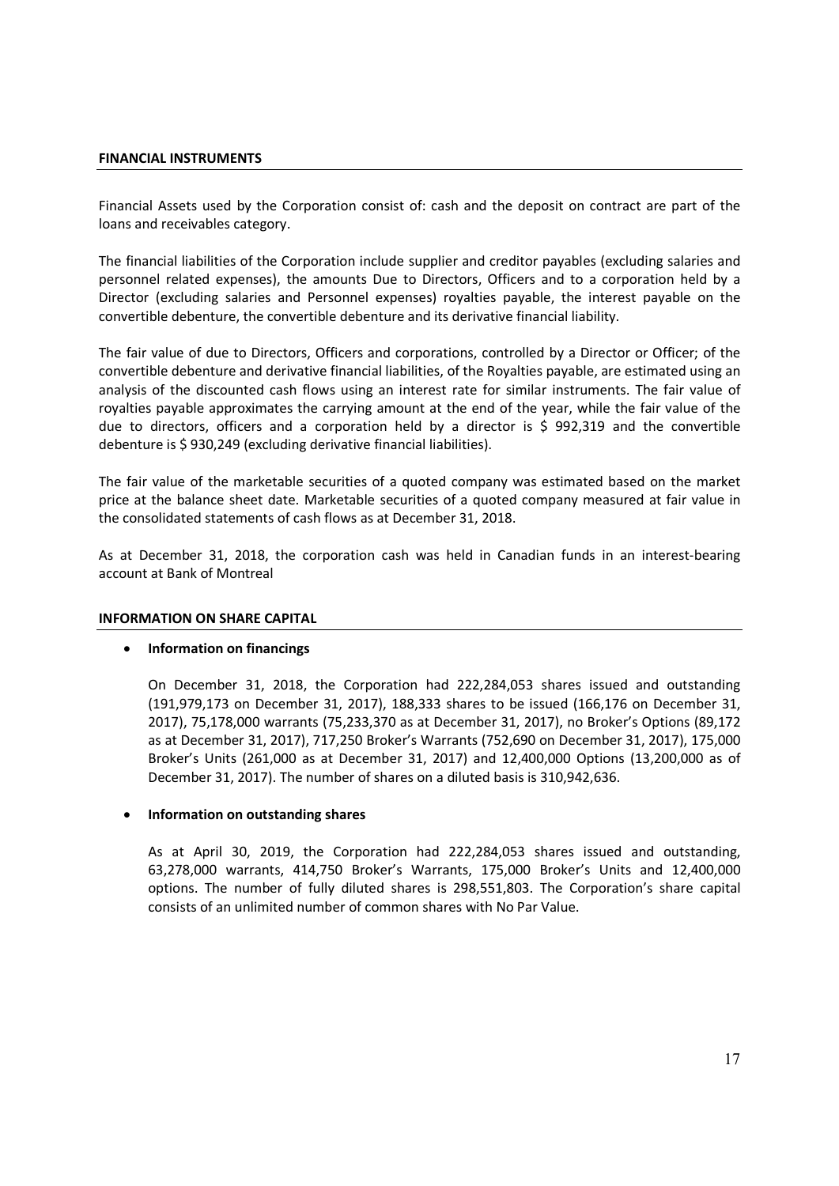## FINANCIAL INSTRUMENTS

Financial Assets used by the Corporation consist of: cash and the deposit on contract are part of the loans and receivables category.

The financial liabilities of the Corporation include supplier and creditor payables (excluding salaries and personnel related expenses), the amounts Due to Directors, Officers and to a corporation held by a Director (excluding salaries and Personnel expenses) royalties payable, the interest payable on the convertible debenture, the convertible debenture and its derivative financial liability.

The fair value of due to Directors, Officers and corporations, controlled by a Director or Officer; of the convertible debenture and derivative financial liabilities, of the Royalties payable, are estimated using an analysis of the discounted cash flows using an interest rate for similar instruments. The fair value of royalties payable approximates the carrying amount at the end of the year, while the fair value of the due to directors, officers and a corporation held by a director is $ 992,319 and the convertible debenture is $ 930,249 (excluding derivative financial liabilities).

The fair value of the marketable securities of a quoted company was estimated based on the market price at the balance sheet date. Marketable securities of a quoted company measured at fair value in the consolidated statements of cash flows as at December 31, 2018.

As at December 31, 2018, the corporation cash was held in Canadian funds in an interest-bearing account at Bank of Montreal

## INFORMATION ON SHARE CAPITAL

- **Information on financings**

  On December 31, 2018, the Corporation had 222,284,053 shares issued and outstanding (191,979,173 on December 31, 2017), 188,333 shares to be issued (166,176 on December 31, 2017), 75,178,000 warrants (75,233,370 as at December 31, 2017), no Broker's Options (89,172 as at December 31, 2017), 717,250 Broker's Warrants (752,690 on December 31, 2017), 175,000 Broker's Units (261,000 as at December 31, 2017) and 12,400,000 Options (13,200,000 as of December 31, 2017). The number of shares on a diluted basis is 310,942,636.

- **Information on outstanding shares**

  As at April 30, 2019, the Corporation had 222,284,053 shares issued and outstanding, 63,278,000 warrants, 414,750 Broker's Warrants, 175,000 Broker's Units and 12,400,000 options. The number of fully diluted shares is 298,551,803. The Corporation's share capital consists of an unlimited number of common shares with No Par Value.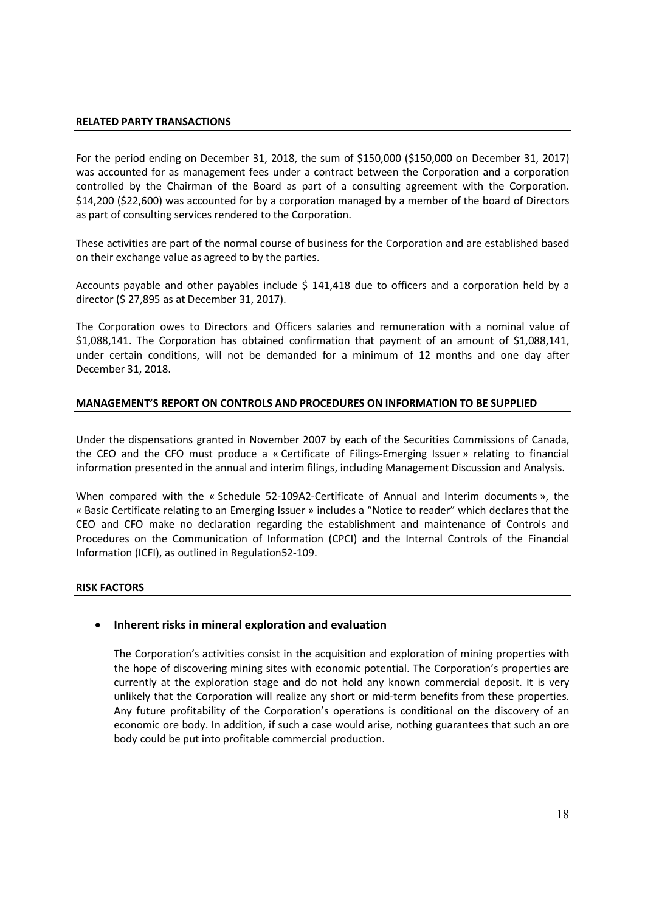## RELATED PARTY TRANSACTIONS

For the period ending on December 31, 2018, the sum of $150,000 ($150,000 on December 31, 2017) was accounted for as management fees under a contract between the Corporation and a corporation controlled by the Chairman of the Board as part of a consulting agreement with the Corporation. $14,200 ($22,600) was accounted for by a corporation managed by a member of the board of Directors as part of consulting services rendered to the Corporation.

These activities are part of the normal course of business for the Corporation and are established based on their exchange value as agreed to by the parties.

Accounts payable and other payables include $ 141,418 due to officers and a corporation held by a director ($ 27,895 as at December 31, 2017).

The Corporation owes to Directors and Officers salaries and remuneration with a nominal value of $1,088,141. The Corporation has obtained confirmation that payment of an amount of $1,088,141, under certain conditions, will not be demanded for a minimum of 12 months and one day after December 31, 2018.

## MANAGEMENT'S REPORT ON CONTROLS AND PROCEDURES ON INFORMATION TO BE SUPPLIED

Under the dispensations granted in November 2007 by each of the Securities Commissions of Canada, the CEO and the CFO must produce a « Certificate of Filings-Emerging Issuer » relating to financial information presented in the annual and interim filings, including Management Discussion and Analysis.

When compared with the « Schedule 52-109A2-Certificate of Annual and Interim documents », the « Basic Certificate relating to an Emerging Issuer » includes a "Notice to reader" which declares that the CEO and CFO make no declaration regarding the establishment and maintenance of Controls and Procedures on the Communication of Information (CPCI) and the Internal Controls of the Financial Information (ICFI), as outlined in Regulation52-109.

## RISK FACTORS

- **Inherent risks in mineral exploration and evaluation**

  The Corporation's activities consist in the acquisition and exploration of mining properties with the hope of discovering mining sites with economic potential. The Corporation's properties are currently at the exploration stage and do not hold any known commercial deposit. It is very unlikely that the Corporation will realize any short or mid-term benefits from these properties. Any future profitability of the Corporation's operations is conditional on the discovery of an economic ore body. In addition, if such a case would arise, nothing guarantees that such an ore body could be put into profitable commercial production.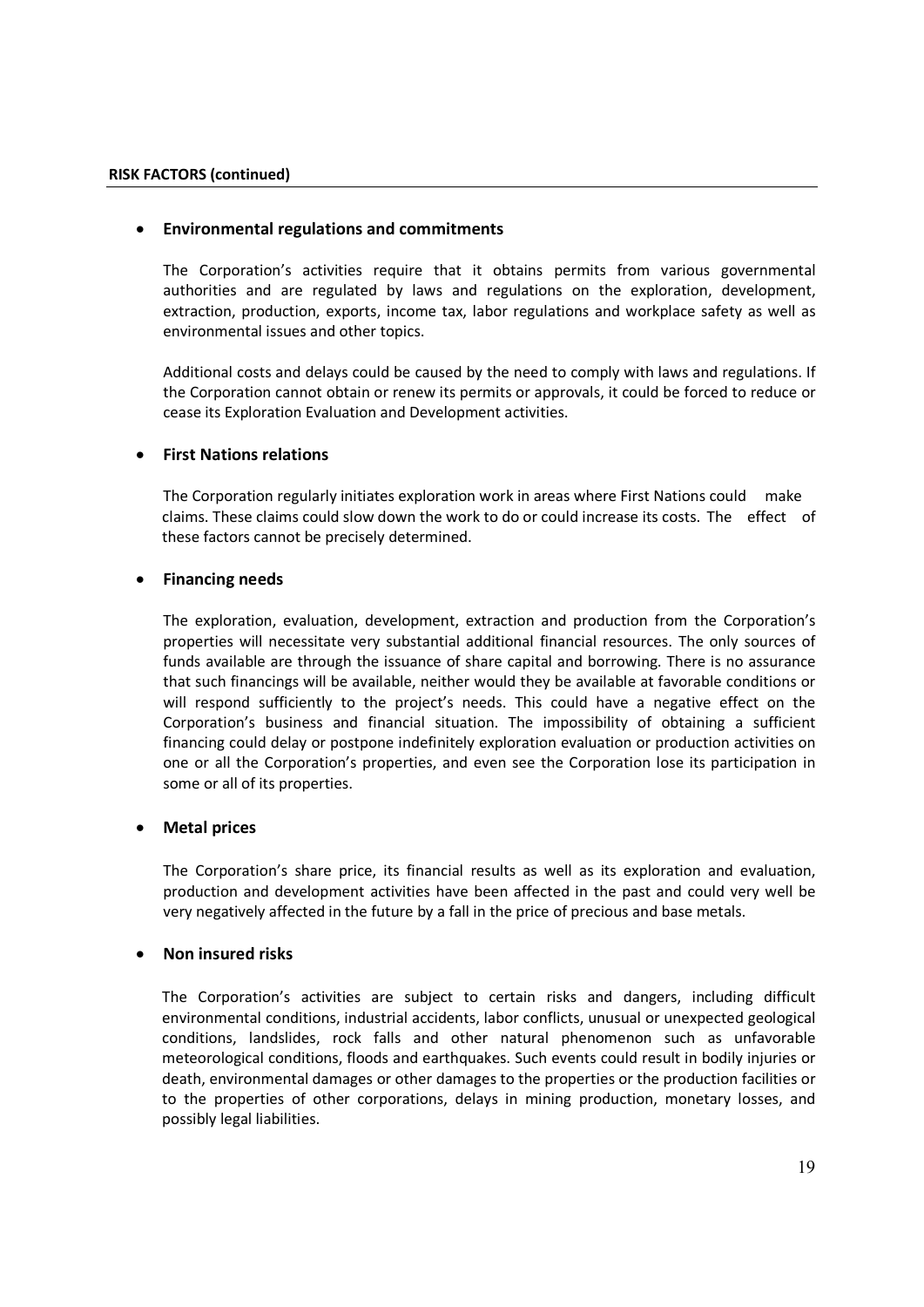**RISK FACTORS (continued)**

- **Environmental regulations and commitments**

  The Corporation's activities require that it obtains permits from various governmental authorities and are regulated by laws and regulations on the exploration, development, extraction, production, exports, income tax, labor regulations and workplace safety as well as environmental issues and other topics.

  Additional costs and delays could be caused by the need to comply with laws and regulations. If the Corporation cannot obtain or renew its permits or approvals, it could be forced to reduce or cease its Exploration Evaluation and Development activities.

- **First Nations relations**

  The Corporation regularly initiates exploration work in areas where First Nations could make claims. These claims could slow down the work to do or could increase its costs. The effect of these factors cannot be precisely determined.

- **Financing needs**

  The exploration, evaluation, development, extraction and production from the Corporation's properties will necessitate very substantial additional financial resources. The only sources of funds available are through the issuance of share capital and borrowing. There is no assurance that such financings will be available, neither would they be available at favorable conditions or will respond sufficiently to the project's needs. This could have a negative effect on the Corporation's business and financial situation. The impossibility of obtaining a sufficient financing could delay or postpone indefinitely exploration evaluation or production activities on one or all the Corporation's properties, and even see the Corporation lose its participation in some or all of its properties.

- **Metal prices**

  The Corporation's share price, its financial results as well as its exploration and evaluation, production and development activities have been affected in the past and could very well be very negatively affected in the future by a fall in the price of precious and base metals.

- **Non insured risks**

  The Corporation's activities are subject to certain risks and dangers, including difficult environmental conditions, industrial accidents, labor conflicts, unusual or unexpected geological conditions, landslides, rock falls and other natural phenomenon such as unfavorable meteorological conditions, floods and earthquakes. Such events could result in bodily injuries or death, environmental damages or other damages to the properties or the production facilities or to the properties of other corporations, delays in mining production, monetary losses, and possibly legal liabilities.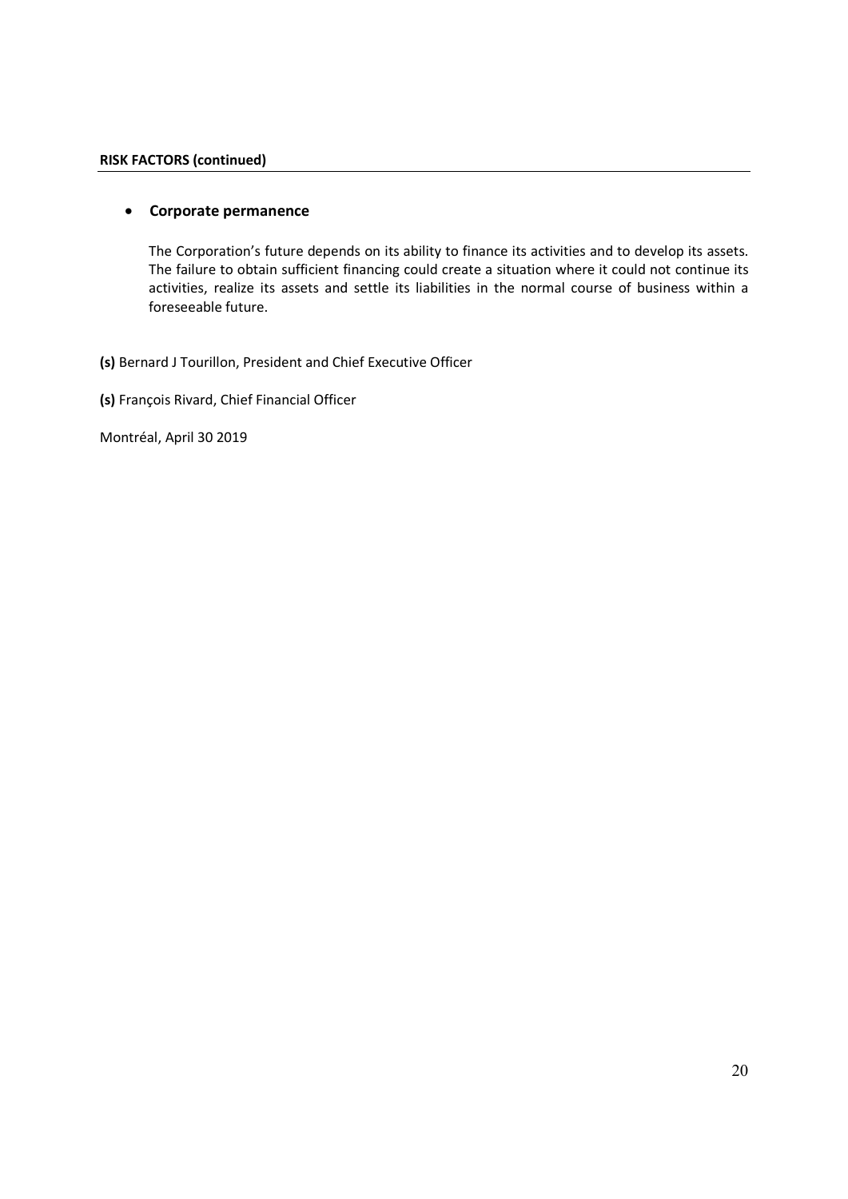**RISK FACTORS (continued)**

- **Corporate permanence**

  The Corporation's future depends on its ability to finance its activities and to develop its assets. The failure to obtain sufficient financing could create a situation where it could not continue its activities, realize its assets and settle its liabilities in the normal course of business within a foreseeable future.

**(s)** Bernard J Tourillon, President and Chief Executive Officer

**(s)** François Rivard, Chief Financial Officer

Montréal, April 30 2019